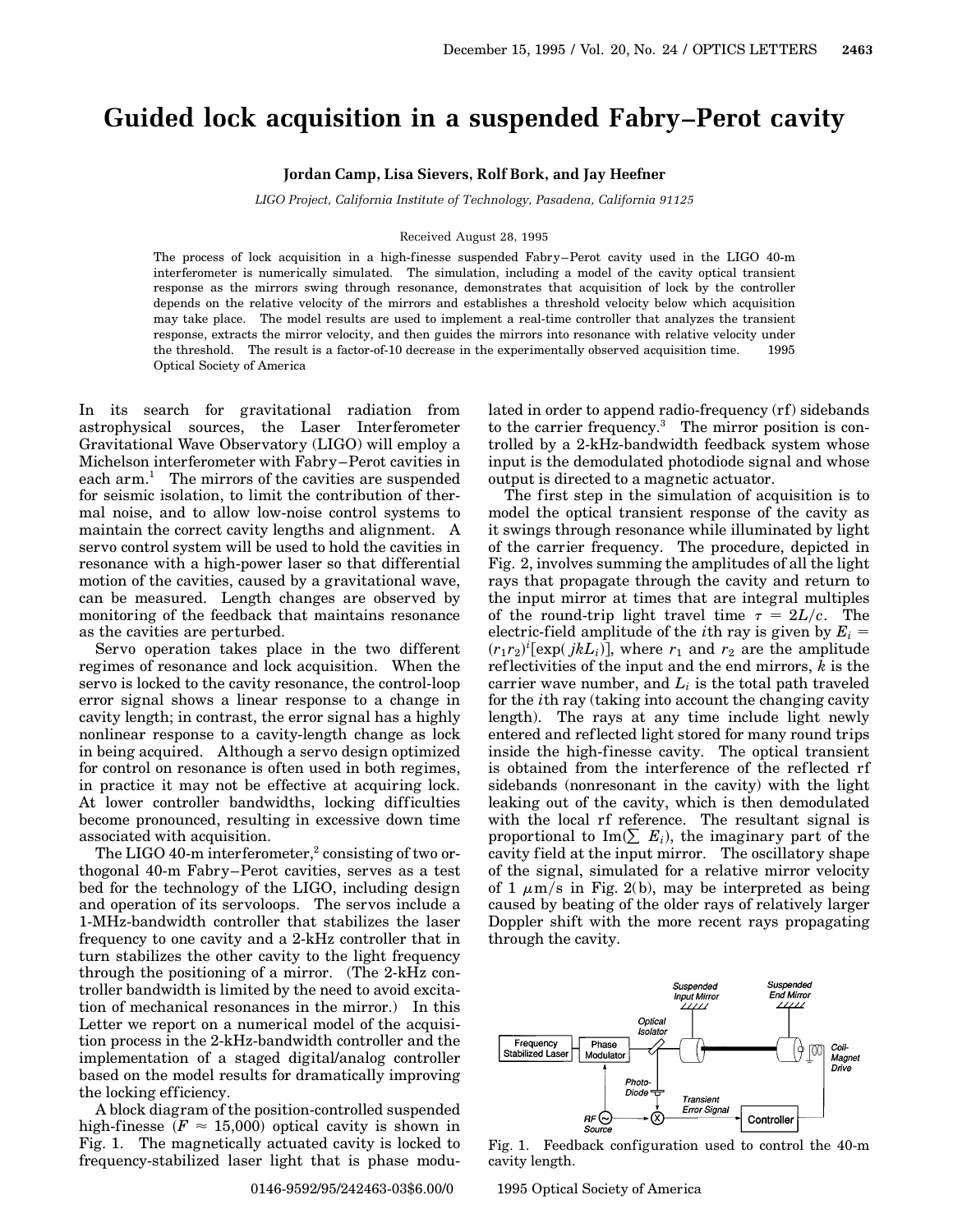# Guided lock acquisition in a suspended Fabry–Perot cavity

**Jordan Camp, Lisa Sievers, Rolf Bork, and Jay Heefner**

*LIGO Project, California Institute of Technology, Pasadena, California 91125*

Received August 28, 1995

The process of lock acquisition in a high-finesse suspended Fabry–Perot cavity used in the LIGO 40-m interferometer is numerically simulated. The simulation, including a model of the cavity optical transient response as the mirrors swing through resonance, demonstrates that acquisition of lock by the controller depends on the relative velocity of the mirrors and establishes a threshold velocity below which acquisition may take place. The model results are used to implement a real-time controller that analyzes the transient response, extracts the mirror velocity, and then guides the mirrors into resonance with relative velocity under the threshold. The result is a factor-of-10 decrease in the experimentally observed acquisition time. © 1995 Optical Society of America

In its search for gravitational radiation from astrophysical sources, the Laser Interferometer Gravitational Wave Observatory (LIGO) will employ a Michelson interferometer with Fabry–Perot cavities in each arm.[1] The mirrors of the cavities are suspended for seismic isolation, to limit the contribution of thermal noise, and to allow low-noise control systems to maintain the correct cavity lengths and alignment. A servo control system will be used to hold the cavities in resonance with a high-power laser so that differential motion of the cavities, caused by a gravitational wave, can be measured. Length changes are observed by monitoring of the feedback that maintains resonance as the cavities are perturbed.

Servo operation takes place in the two different regimes of resonance and lock acquisition. When the servo is locked to the cavity resonance, the control-loop error signal shows a linear response to a change in cavity length; in contrast, the error signal has a highly nonlinear response to a cavity-length change as lock in being acquired. Although a servo design optimized for control on resonance is often used in both regimes, in practice it may not be effective at acquiring lock. At lower controller bandwidths, locking difficulties become pronounced, resulting in excessive down time associated with acquisition.

The LIGO 40-m interferometer,[2] consisting of two orthogonal 40-m Fabry–Perot cavities, serves as a test bed for the technology of the LIGO, including design and operation of its servoloops. The servos include a 1-MHz-bandwidth controller that stabilizes the laser frequency to one cavity and a 2-kHz controller that in turn stabilizes the other cavity to the light frequency through the positioning of a mirror. (The 2-kHz controller bandwidth is limited by the need to avoid excitation of mechanical resonances in the mirror.) In this Letter we report on a numerical model of the acquisition process in the 2-kHz-bandwidth controller and the implementation of a staged digital/analog controller based on the model results for dramatically improving the locking efficiency.

A block diagram of the position-controlled suspended high-finesse ($F \approx 15{,}000$) optical cavity is shown in Fig. 1. The magnetically actuated cavity is locked to frequency-stabilized laser light that is phase modulated in order to append radio-frequency (rf) sidebands to the carrier frequency.[3] The mirror position is controlled by a 2-kHz-bandwidth feedback system whose input is the demodulated photodiode signal and whose output is directed to a magnetic actuator.

The first step in the simulation of acquisition is to model the optical transient response of the cavity as it swings through resonance while illuminated by light of the carrier frequency. The procedure, depicted in Fig. 2, involves summing the amplitudes of all the light rays that propagate through the cavity and return to the input mirror at times that are integral multiples of the round-trip light travel time $\tau = 2L/c$. The electric-field amplitude of the $i$th ray is given by $E_i = (r_1 r_2)^i[\exp(jkL_i)]$, where $r_1$ and $r_2$ are the amplitude reflectivities of the input and the end mirrors, $k$ is the carrier wave number, and $L_i$ is the total path traveled for the $i$th ray (taking into account the changing cavity length). The rays at any time include light newly entered and reflected light stored for many round trips inside the high-finesse cavity. The optical transient is obtained from the interference of the reflected rf sidebands (nonresonant in the cavity) with the light leaking out of the cavity, which is then demodulated with the local rf reference. The resultant signal is proportional to $\mathrm{Im}(\sum E_i)$, the imaginary part of the cavity field at the input mirror. The oscillatory shape of the signal, simulated for a relative mirror velocity of 1 $\mu$m/s in Fig. 2(b), may be interpreted as being caused by beating of the older rays of relatively larger Doppler shift with the more recent rays propagating through the cavity.

Fig. 1. Feedback configuration used to control the 40-m cavity length.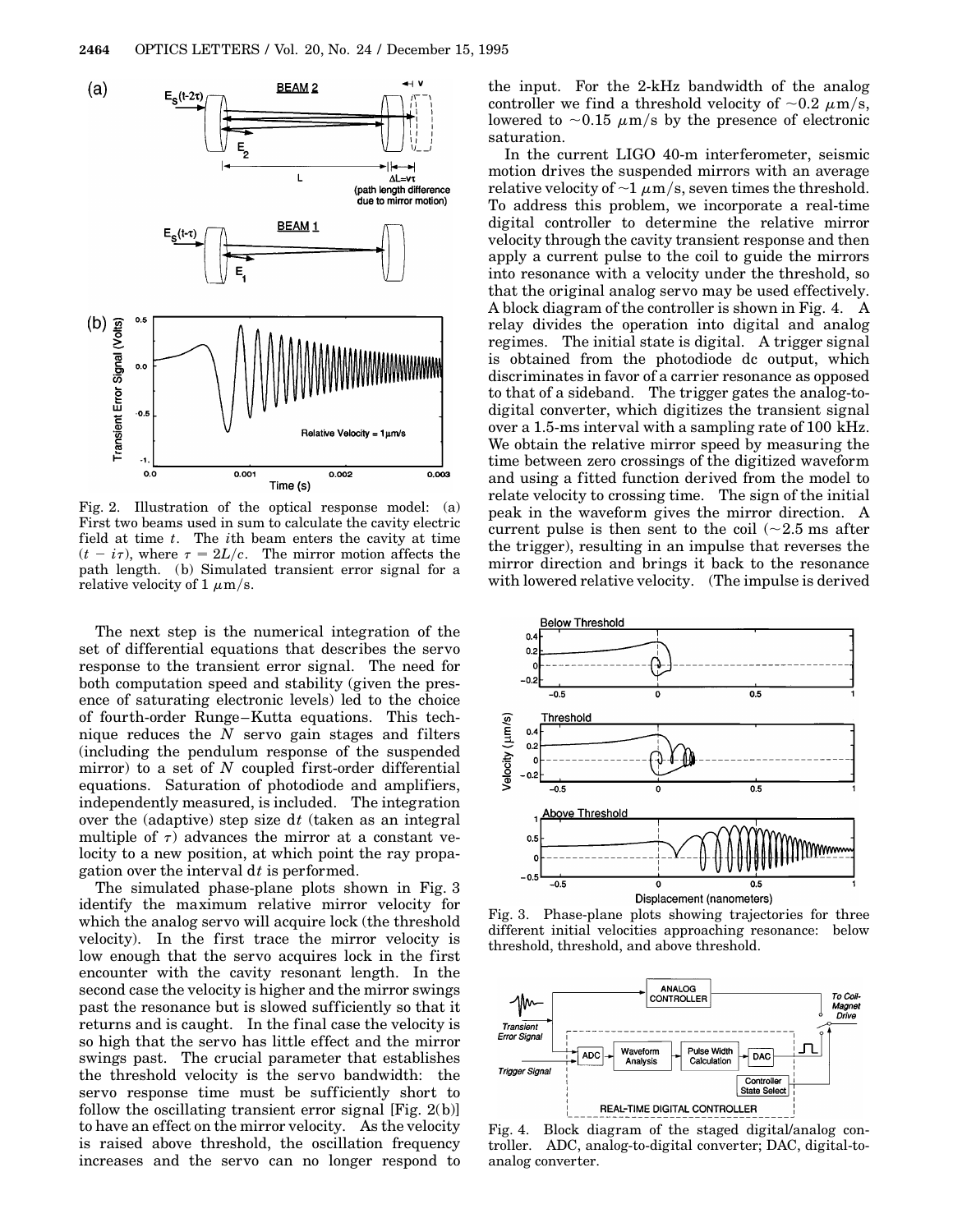Fig. 2. Illustration of the optical response model: (a) First two beams used in sum to calculate the cavity electric field at time $t$. The $i$th beam enters the cavity at time $(t - i\tau)$, where $\tau = 2L/c$. The mirror motion affects the path length. (b) Simulated transient error signal for a relative velocity of 1 $\mu$m/s.

The next step is the numerical integration of the set of differential equations that describes the servo response to the transient error signal. The need for both computation speed and stability (given the presence of saturating electronic levels) led to the choice of fourth-order Runge–Kutta equations. This technique reduces the $N$ servo gain stages and filters (including the pendulum response of the suspended mirror) to a set of $N$ coupled first-order differential equations. Saturation of photodiode and amplifiers, independently measured, is included. The integration over the (adaptive) step size $dt$ (taken as an integral multiple of $\tau$) advances the mirror at a constant velocity to a new position, at which point the ray propagation over the interval $dt$ is performed.

The simulated phase-plane plots shown in Fig. 3 identify the maximum relative mirror velocity for which the analog servo will acquire lock (the threshold velocity). In the first trace the mirror velocity is low enough that the servo acquires lock in the first encounter with the cavity resonant length. In the second case the velocity is higher and the mirror swings past the resonance but is slowed sufficiently so that it returns and is caught. In the final case the velocity is so high that the servo has little effect and the mirror swings past. The crucial parameter that establishes the threshold velocity is the servo bandwidth: the servo response time must be sufficiently short to follow the oscillating transient error signal [Fig. 2(b)] to have an effect on the mirror velocity. As the velocity is raised above threshold, the oscillation frequency increases and the servo can no longer respond to the input. For the 2-kHz bandwidth of the analog controller we find a threshold velocity of $\sim$0.2 $\mu$m/s, lowered to $\sim$0.15 $\mu$m/s by the presence of electronic saturation.

In the current LIGO 40-m interferometer, seismic motion drives the suspended mirrors with an average relative velocity of $\sim$1 $\mu$m/s, seven times the threshold. To address this problem, we incorporate a real-time digital controller to determine the relative mirror velocity through the cavity transient response and then apply a current pulse to the coil to guide the mirrors into resonance with a velocity under the threshold, so that the original analog servo may be used effectively. A block diagram of the controller is shown in Fig. 4. A relay divides the operation into digital and analog regimes. The initial state is digital. A trigger signal is obtained from the photodiode dc output, which discriminates in favor of a carrier resonance as opposed to that of a sideband. The trigger gates the analog-to-digital converter, which digitizes the transient signal over a 1.5-ms interval with a sampling rate of 100 kHz. We obtain the relative mirror speed by measuring the time between zero crossings of the digitized waveform and using a fitted function derived from the model to relate velocity to crossing time. The sign of the initial peak in the waveform gives the mirror direction. A current pulse is then sent to the coil ($\sim$2.5 ms after the trigger), resulting in an impulse that reverses the mirror direction and brings it back to the resonance with lowered relative velocity. (The impulse is derived

Fig. 3. Phase-plane plots showing trajectories for three different initial velocities approaching resonance: below threshold, threshold, and above threshold.

Fig. 4. Block diagram of the staged digital/analog controller. ADC, analog-to-digital converter; DAC, digital-to-analog converter.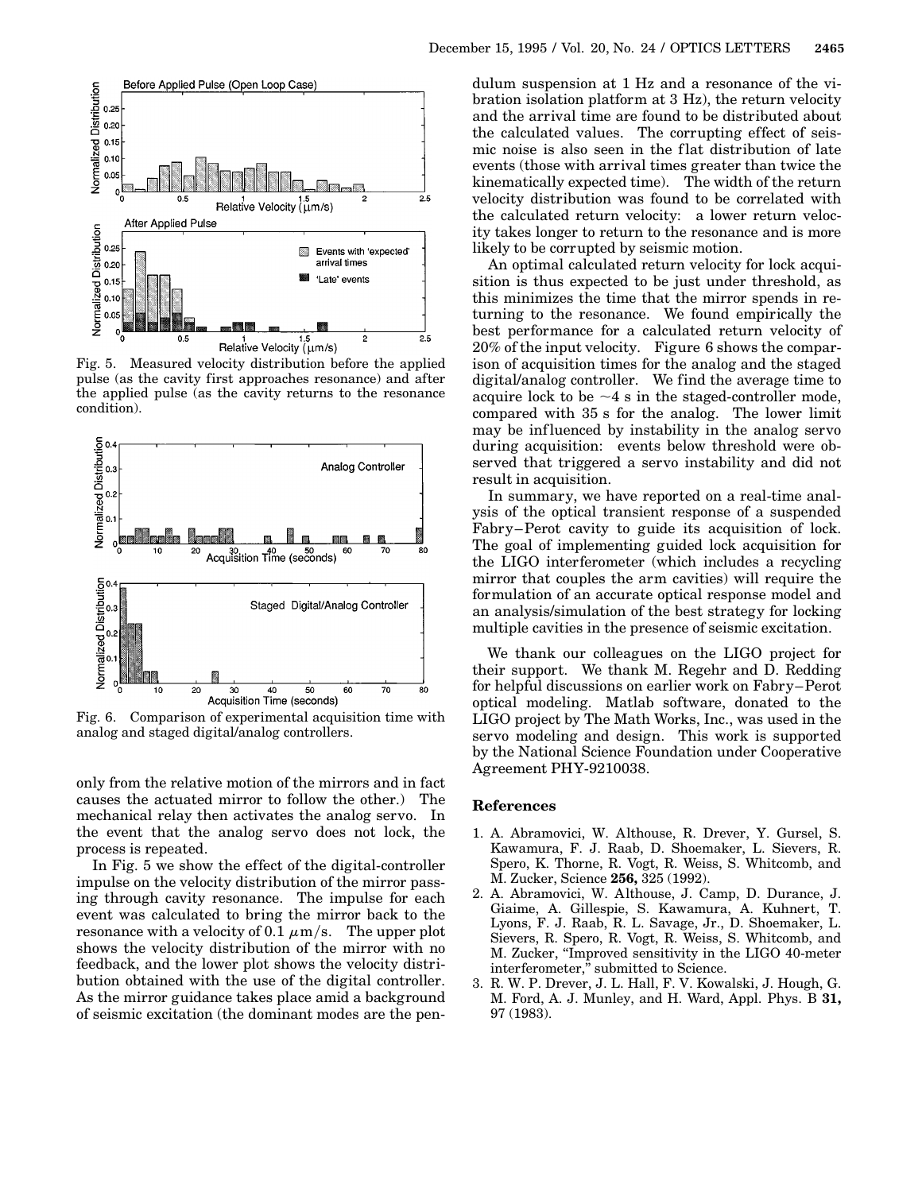Before Applied Pulse (Open Loop Case)

Normalized Distribution

0.25
0.20
0.15
0.10
0.05
0

0 0.5 1 1.5 2 2.5

Relative Velocity (μm/s)

After Applied Pulse

Normalized Distribution

0.25
0.20
0.15
0.10
0.05
0

Events with 'expected' arrival times

'Late' events

0 0.5 1 1.5 2 2.5

Relative Velocity (μm/s)

Fig. 5. Measured velocity distribution before the applied pulse (as the cavity first approaches resonance) and after the applied pulse (as the cavity returns to the resonance condition).

Analog Controller

Normalized Distribution

0.4
0.3
0.2
0.1
0

0 10 20 30 40 50 60 70 80

Acquisition Time (seconds)

Staged Digital/Analog Controller

Normalized Distribution

0.4
0.3
0.2
0.1
0

0 10 20 30 40 50 60 70 80

Acquisition Time (seconds)

Fig. 6. Comparison of experimental acquisition time with analog and staged digital/analog controllers.

only from the relative motion of the mirrors and in fact causes the actuated mirror to follow the other.) The mechanical relay then activates the analog servo. In the event that the analog servo does not lock, the process is repeated.

In Fig. 5 we show the effect of the digital-controller impulse on the velocity distribution of the mirror passing through cavity resonance. The impulse for each event was calculated to bring the mirror back to the resonance with a velocity of 0.1 $\mu$m/s. The upper plot shows the velocity distribution of the mirror with no feedback, and the lower plot shows the velocity distribution obtained with the use of the digital controller. As the mirror guidance takes place amid a background of seismic excitation (the dominant modes are the pendulum suspension at 1 Hz and a resonance of the vibration isolation platform at 3 Hz), the return velocity and the arrival time are found to be distributed about the calculated values. The corrupting effect of seismic noise is also seen in the flat distribution of late events (those with arrival times greater than twice the kinematically expected time). The width of the return velocity distribution was found to be correlated with the calculated return velocity: a lower return velocity takes longer to return to the resonance and is more likely to be corrupted by seismic motion.

An optimal calculated return velocity for lock acquisition is thus expected to be just under threshold, as this minimizes the time that the mirror spends in returning to the resonance. We found empirically the best performance for a calculated return velocity of 20% of the input velocity. Figure 6 shows the comparison of acquisition times for the analog and the staged digital/analog controller. We find the average time to acquire lock to be ~4 s in the staged-controller mode, compared with 35 s for the analog. The lower limit may be influenced by instability in the analog servo during acquisition: events below threshold were observed that triggered a servo instability and did not result in acquisition.

In summary, we have reported on a real-time analysis of the optical transient response of a suspended Fabry–Perot cavity to guide its acquisition of lock. The goal of implementing guided lock acquisition for the LIGO interferometer (which includes a recycling mirror that couples the arm cavities) will require the formulation of an accurate optical response model and an analysis/simulation of the best strategy for locking multiple cavities in the presence of seismic excitation.

We thank our colleagues on the LIGO project for their support. We thank M. Regehr and D. Redding for helpful discussions on earlier work on Fabry–Perot optical modeling. Matlab software, donated to the LIGO project by The Math Works, Inc., was used in the servo modeling and design. This work is supported by the National Science Foundation under Cooperative Agreement PHY-9210038.

## References

1. A. Abramovici, W. Althouse, R. Drever, Y. Gursel, S. Kawamura, F. J. Raab, D. Shoemaker, L. Sievers, R. Spero, K. Thorne, R. Vogt, R. Weiss, S. Whitcomb, and M. Zucker, Science **256,** 325 (1992).
2. A. Abramovici, W. Althouse, J. Camp, D. Durance, J. Giaime, A. Gillespie, S. Kawamura, A. Kuhnert, T. Lyons, F. J. Raab, R. L. Savage, Jr., D. Shoemaker, L. Sievers, R. Spero, R. Vogt, R. Weiss, S. Whitcomb, and M. Zucker, "Improved sensitivity in the LIGO 40-meter interferometer," submitted to Science.
3. R. W. P. Drever, J. L. Hall, F. V. Kowalski, J. Hough, G. M. Ford, A. J. Munley, and H. Ward, Appl. Phys. B **31,** 97 (1983).